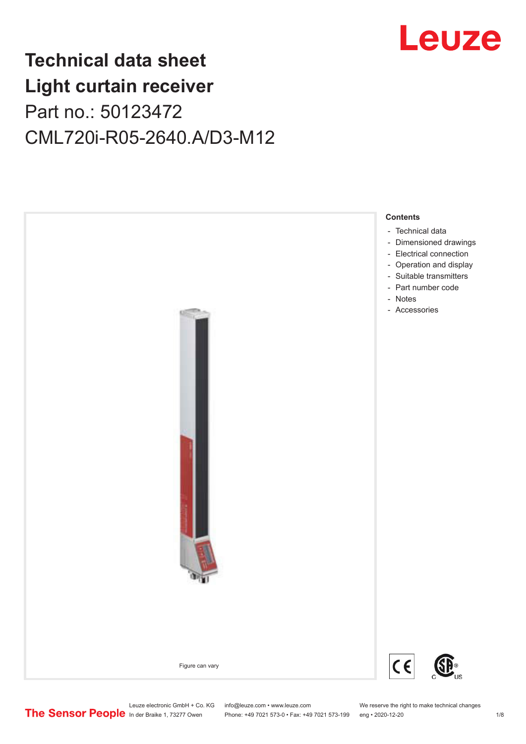# Technical data sheet
# Light curtain receiver

Part no.: 50123472

CML720i-R05-2640.A/D3-M12

Figure can vary

**Contents**

- Technical data
- Dimensioned drawings
- Electrical connection
- Operation and display
- Suitable transmitters
- Part number code
- Notes
- Accessories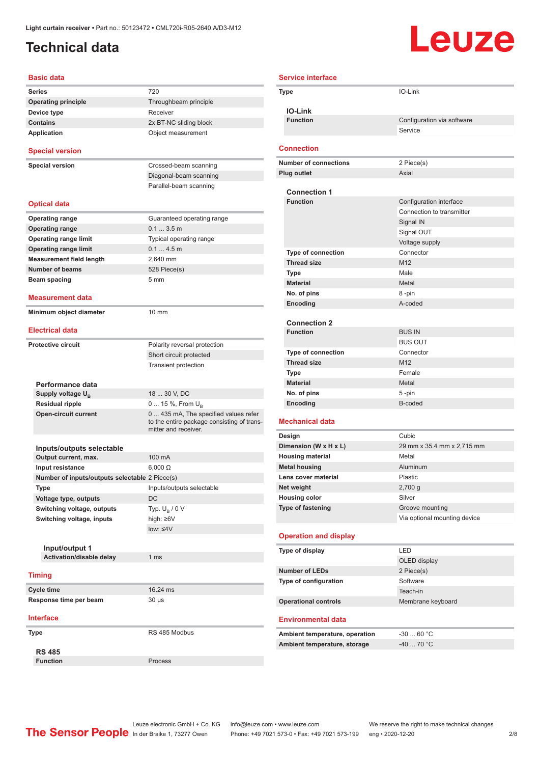Light curtain receiver • Part no.: 50123472 • CML720i-R05-2640.A/D3-M12

# Technical data

## Basic data

| | |
|---|---|
| Series | 720 |
| Operating principle | Throughbeam principle |
| Device type | Receiver |
| Contains | 2x BT-NC sliding block |
| Application | Object measurement |

## Special version

| | |
|---|---|
| Special version | Crossed-beam scanning |
| | Diagonal-beam scanning |
| | Parallel-beam scanning |

## Optical data

| | |
|---|---|
| Operating range | Guaranteed operating range |
| Operating range | 0.1 ... 3.5 m |
| Operating range limit | Typical operating range |
| Operating range limit | 0.1 ... 4.5 m |
| Measurement field length | 2,640 mm |
| Number of beams | 528 Piece(s) |
| Beam spacing | 5 mm |

## Measurement data

| | |
|---|---|
| Minimum object diameter | 10 mm |

## Electrical data

| | |
|---|---|
| Protective circuit | Polarity reversal protection |
| | Short circuit protected |
| | Transient protection |

### Performance data

| | |
|---|---|
| Supply voltage $U_B$ | 18 ... 30 V, DC |
| Residual ripple | 0 ... 15 %, From $U_B$ |
| Open-circuit current | 0 ... 435 mA, The specified values refer to the entire package consisting of transmitter and receiver. |

### Inputs/outputs selectable

| | |
|---|---|
| Output current, max. | 100 mA |
| Input resistance | 6,000 Ω |
| Number of inputs/outputs selectable | 2 Piece(s) |
| Type | Inputs/outputs selectable |
| Voltage type, outputs | DC |
| Switching voltage, outputs | Typ. $U_B$ / 0 V |
| Switching voltage, inputs | high: ≥6V |
| | low: ≤4V |

#### Input/output 1

| | |
|---|---|
| Activation/disable delay | 1 ms |

## Timing

| | |
|---|---|
| Cycle time | 16.24 ms |
| Response time per beam | 30 µs |

## Interface

| | |
|---|---|
| Type | RS 485 Modbus |

### RS 485

| | |
|---|---|
| Function | Process |

## Service interface

| | |
|---|---|
| Type | IO-Link |

### IO-Link

| | |
|---|---|
| Function | Configuration via software |
| | Service |

## Connection

| | |
|---|---|
| Number of connections | 2 Piece(s) |
| Plug outlet | Axial |

### Connection 1

| | |
|---|---|
| Function | Configuration interface |
| | Connection to transmitter |
| | Signal IN |
| | Signal OUT |
| | Voltage supply |
| Type of connection | Connector |
| Thread size | M12 |
| Type | Male |
| Material | Metal |
| No. of pins | 8 -pin |
| Encoding | A-coded |

### Connection 2

| | |
|---|---|
| Function | BUS IN |
| | BUS OUT |
| Type of connection | Connector |
| Thread size | M12 |
| Type | Female |
| Material | Metal |
| No. of pins | 5 -pin |
| Encoding | B-coded |

## Mechanical data

| | |
|---|---|
| Design | Cubic |
| Dimension (W x H x L) | 29 mm x 35.4 mm x 2,715 mm |
| Housing material | Metal |
| Metal housing | Aluminum |
| Lens cover material | Plastic |
| Net weight | 2,700 g |
| Housing color | Silver |
| Type of fastening | Groove mounting |
| | Via optional mounting device |

## Operation and display

| | |
|---|---|
| Type of display | LED |
| | OLED display |
| Number of LEDs | 2 Piece(s) |
| Type of configuration | Software |
| | Teach-in |
| Operational controls | Membrane keyboard |

## Environmental data

| | |
|---|---|
| Ambient temperature, operation | -30 ... 60 °C |
| Ambient temperature, storage | -40 ... 70 °C |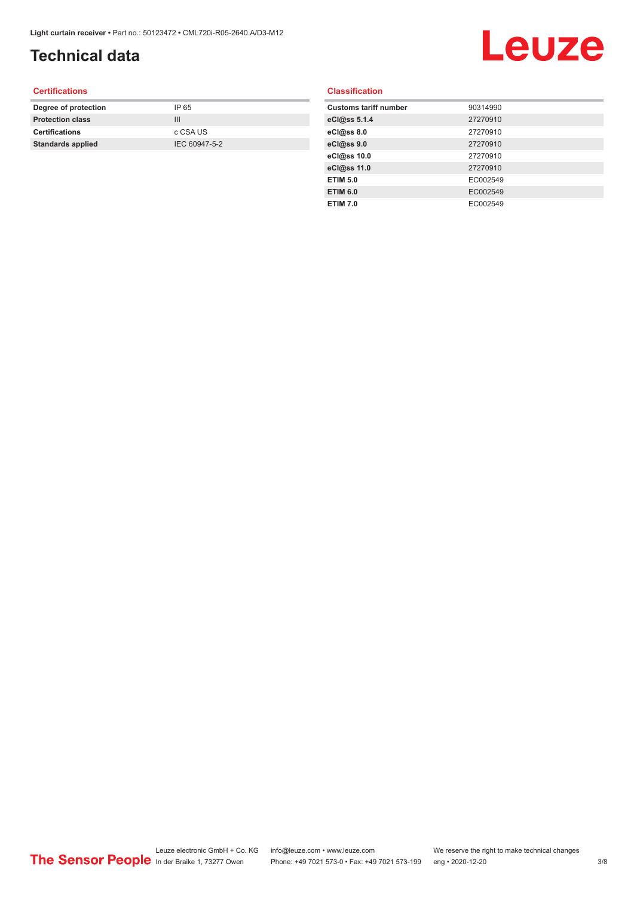# Technical data

## Certifications

| | |
|---|---|
| **Degree of protection** | IP 65 |
| **Protection class** | III |
| **Certifications** | c CSA US |
| **Standards applied** | IEC 60947-5-2 |

## Classification

| | |
|---|---|
| **Customs tariff number** | 90314990 |
| **eCl@ss 5.1.4** | 27270910 |
| **eCl@ss 8.0** | 27270910 |
| **eCl@ss 9.0** | 27270910 |
| **eCl@ss 10.0** | 27270910 |
| **eCl@ss 11.0** | 27270910 |
| **ETIM 5.0** | EC002549 |
| **ETIM 6.0** | EC002549 |
| **ETIM 7.0** | EC002549 |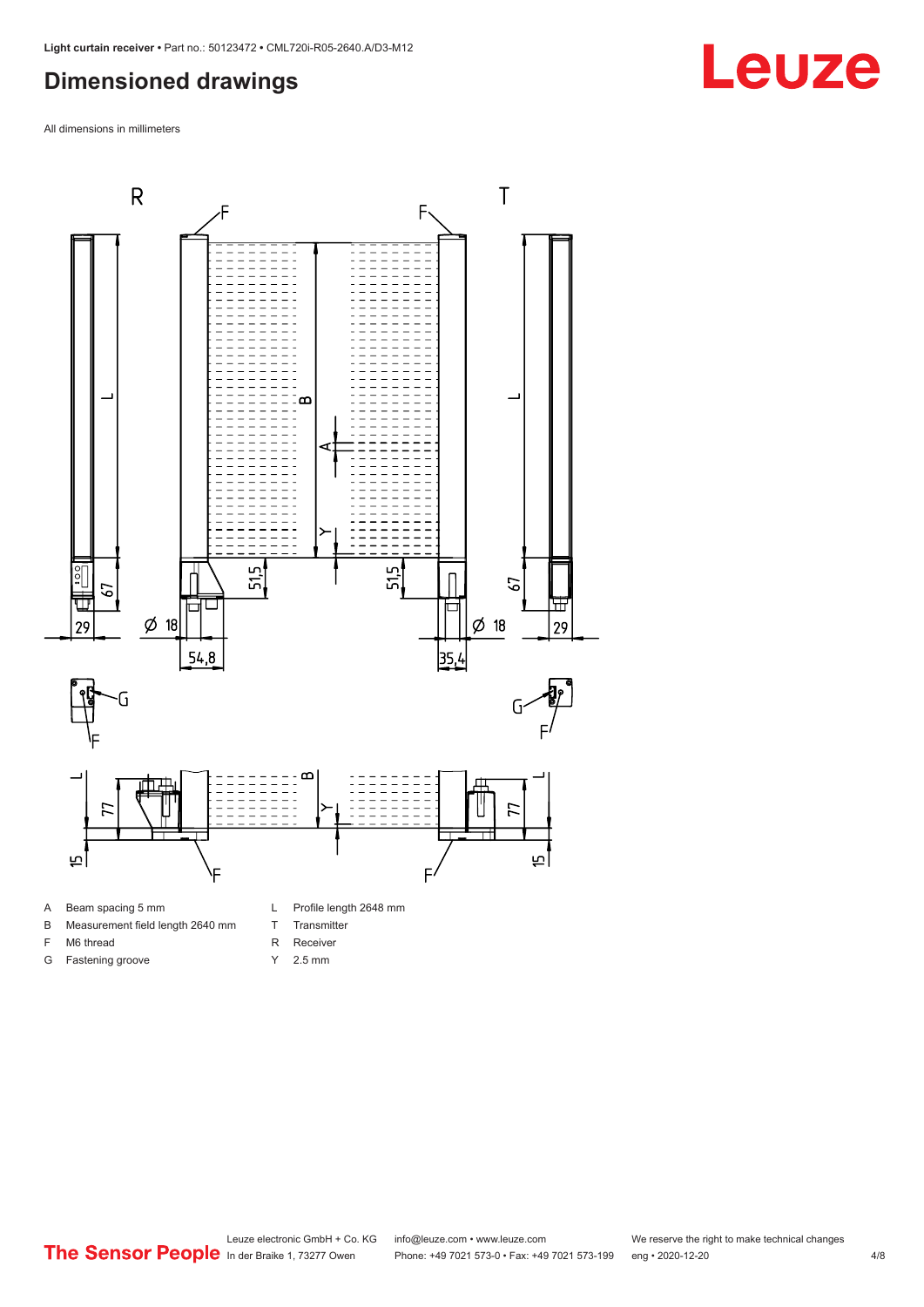# Dimensioned drawings

All dimensions in millimeters

| | | | |
|---|---|---|---|
| A | Beam spacing 5 mm | L | Profile length 2648 mm |
| B | Measurement field length 2640 mm | T | Transmitter |
| F | M6 thread | R | Receiver |
| G | Fastening groove | Y | 2.5 mm |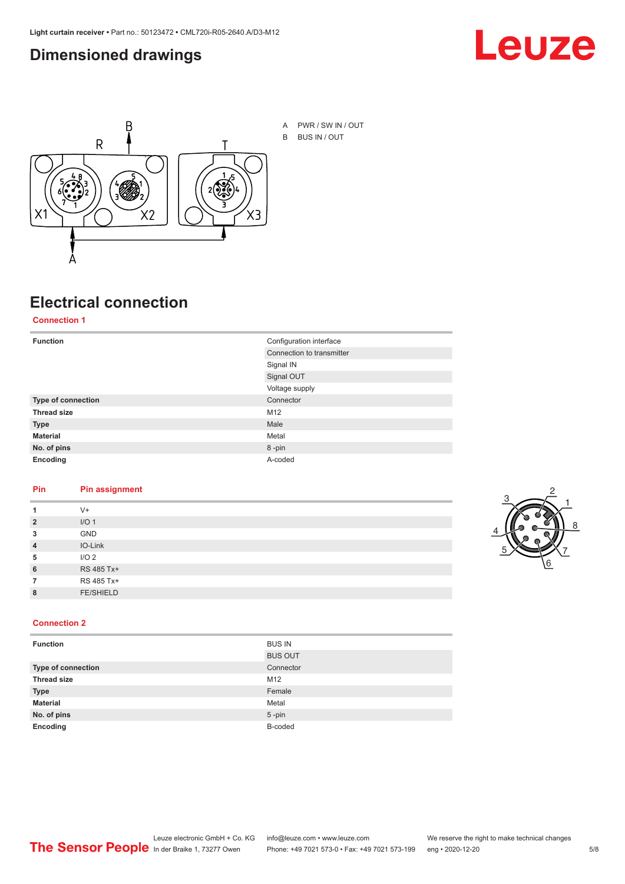## Dimensioned drawings

A PWR / SW IN / OUT

B BUS IN / OUT

## Electrical connection

### Connection 1

| | |
|---|---|
| **Function** | Configuration interface |
| | Connection to transmitter |
| | Signal IN |
| | Signal OUT |
| | Voltage supply |
| **Type of connection** | Connector |
| **Thread size** | M12 |
| **Type** | Male |
| **Material** | Metal |
| **No. of pins** | 8 -pin |
| **Encoding** | A-coded |

| Pin | Pin assignment |
|---|---|
| **1** | V+ |
| **2** | I/O 1 |
| **3** | GND |
| **4** | IO-Link |
| **5** | I/O 2 |
| **6** | RS 485 Tx+ |
| **7** | RS 485 Tx+ |
| **8** | FE/SHIELD |

### Connection 2

| | |
|---|---|
| **Function** | BUS IN |
| | BUS OUT |
| **Type of connection** | Connector |
| **Thread size** | M12 |
| **Type** | Female |
| **Material** | Metal |
| **No. of pins** | 5 -pin |
| **Encoding** | B-coded |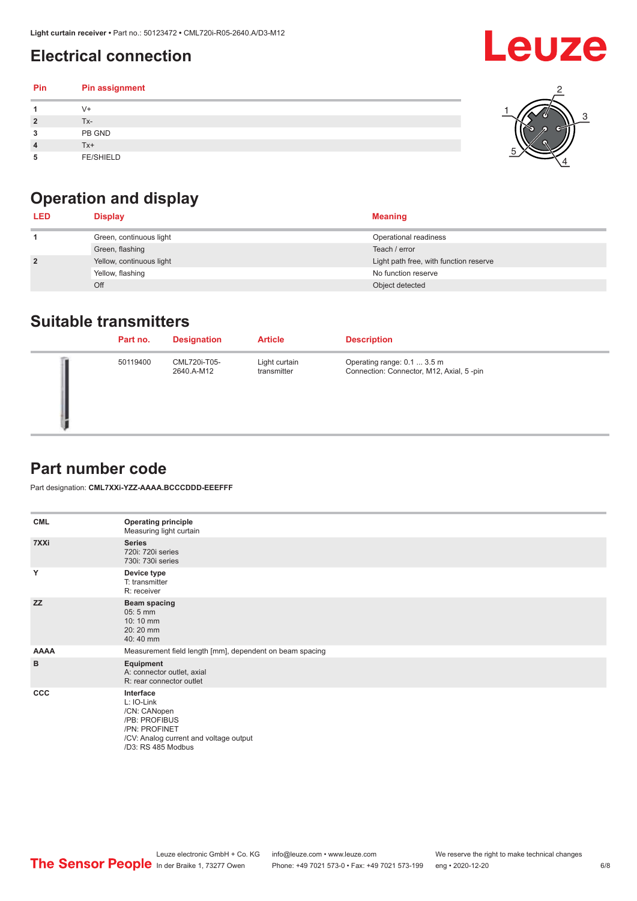## Electrical connection

| Pin | Pin assignment |
|---|---|
| 1 | V+ |
| 2 | Tx- |
| 3 | PB GND |
| 4 | Tx+ |
| 5 | FE/SHIELD |

## Operation and display

| LED | Display | Meaning |
|---|---|---|
| 1 | Green, continuous light | Operational readiness |
| | Green, flashing | Teach / error |
| 2 | Yellow, continuous light | Light path free, with function reserve |
| | Yellow, flashing | No function reserve |
| | Off | Object detected |

## Suitable transmitters

| Part no. | Designation | Article | Description |
|---|---|---|---|
| 50119400 | CML720i-T05-2640.A-M12 | Light curtain transmitter | Operating range: 0.1 ... 3.5 m<br>Connection: Connector, M12, Axial, 5 -pin |

## Part number code

Part designation: **CML7XXi-YZZ-AAAA.BCCCDDD-EEEFFF**

| | |
|---|---|
| **CML** | **Operating principle**<br>Measuring light curtain |
| **7XXi** | **Series**<br>720i: 720i series<br>730i: 730i series |
| **Y** | **Device type**<br>T: transmitter<br>R: receiver |
| **ZZ** | **Beam spacing**<br>05: 5 mm<br>10: 10 mm<br>20: 20 mm<br>40: 40 mm |
| **AAAA** | Measurement field length [mm], dependent on beam spacing |
| **B** | **Equipment**<br>A: connector outlet, axial<br>R: rear connector outlet |
| **CCC** | **Interface**<br>L: IO-Link<br>/CN: CANopen<br>/PB: PROFIBUS<br>/PN: PROFINET<br>/CV: Analog current and voltage output<br>/D3: RS 485 Modbus |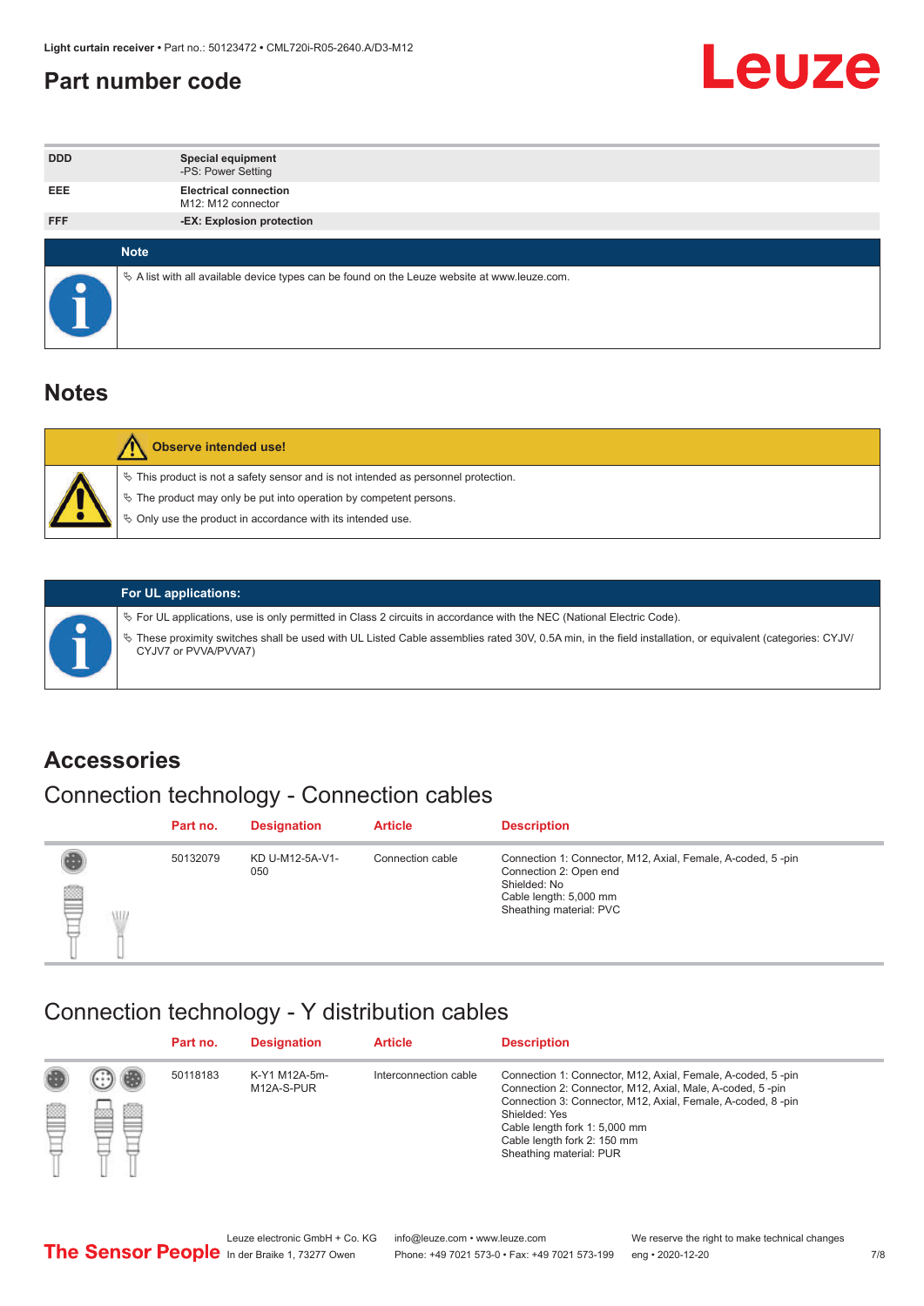## Part number code

| | |
|---|---|
| DDD | **Special equipment**<br>-PS: Power Setting |
| EEE | **Electrical connection**<br>M12: M12 connector |
| FFF | **-EX: Explosion protection** |

**Note**

- A list with all available device types can be found on the Leuze website at www.leuze.com.

## Notes

**Observe intended use!**

- This product is not a safety sensor and is not intended as personnel protection.
- The product may only be put into operation by competent persons.
- Only use the product in accordance with its intended use.

**For UL applications:**

- For UL applications, use is only permitted in Class 2 circuits in accordance with the NEC (National Electric Code).
- These proximity switches shall be used with UL Listed Cable assemblies rated 30V, 0.5A min, in the field installation, or equivalent (categories: CYJV/CYJV7 or PVVA/PVVA7)

## Accessories

### Connection technology - Connection cables

| Part no. | Designation | Article | Description |
|---|---|---|---|
| 50132079 | KD U-M12-5A-V1-050 | Connection cable | Connection 1: Connector, M12, Axial, Female, A-coded, 5 -pin<br>Connection 2: Open end<br>Shielded: No<br>Cable length: 5,000 mm<br>Sheathing material: PVC |

### Connection technology - Y distribution cables

| Part no. | Designation | Article | Description |
|---|---|---|---|
| 50118183 | K-Y1 M12A-5m-M12A-S-PUR | Interconnection cable | Connection 1: Connector, M12, Axial, Female, A-coded, 5 -pin<br>Connection 2: Connector, M12, Axial, Male, A-coded, 5 -pin<br>Connection 3: Connector, M12, Axial, Female, A-coded, 8 -pin<br>Shielded: Yes<br>Cable length fork 1: 5,000 mm<br>Cable length fork 2: 150 mm<br>Sheathing material: PUR |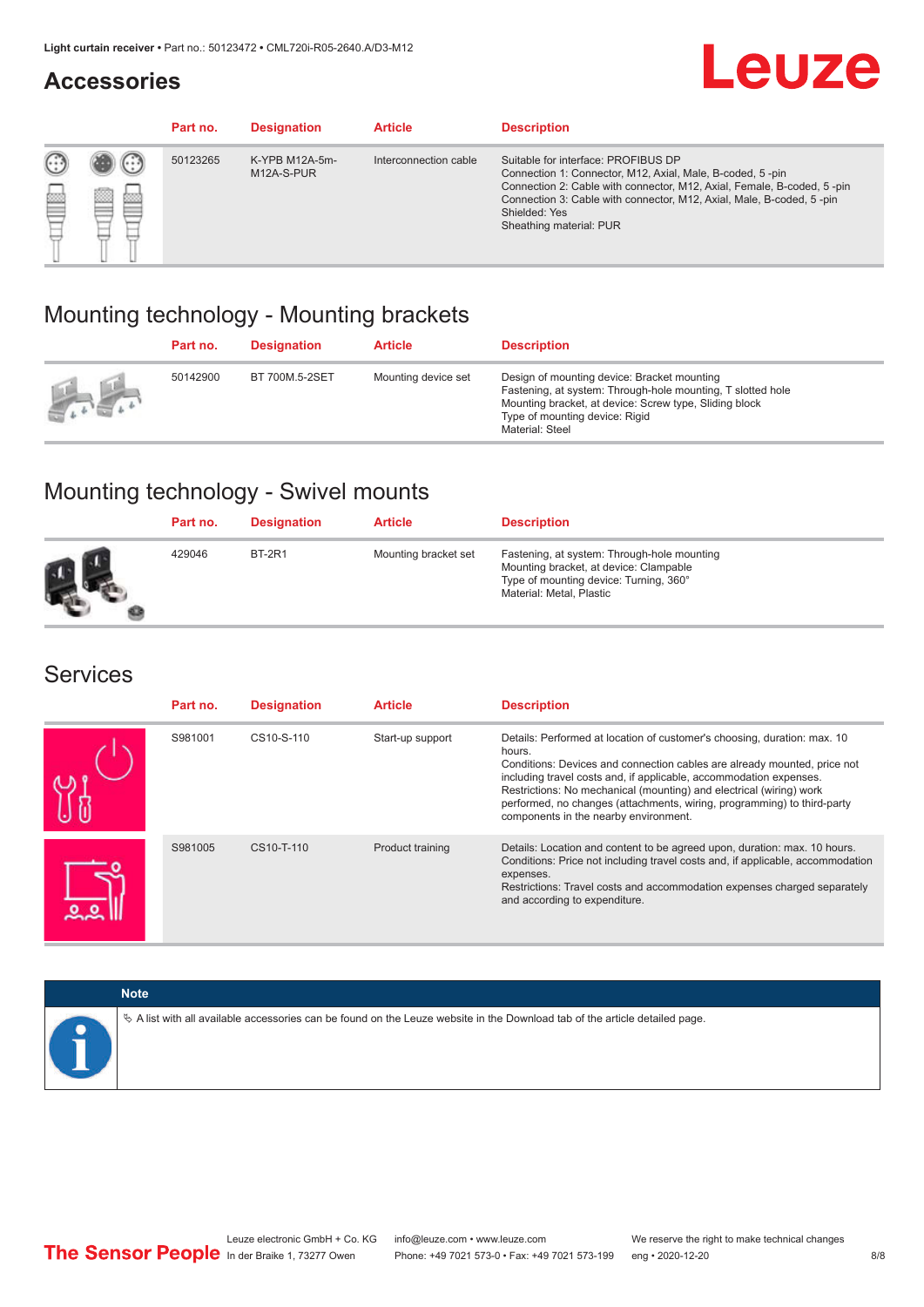## Accessories

| Part no. | Designation | Article | Description |
|---|---|---|---|
| 50123265 | K-YPB M12A-5m-M12A-S-PUR | Interconnection cable | Suitable for interface: PROFIBUS DP<br>Connection 1: Connector, M12, Axial, Male, B-coded, 5 -pin<br>Connection 2: Cable with connector, M12, Axial, Female, B-coded, 5 -pin<br>Connection 3: Cable with connector, M12, Axial, Male, B-coded, 5 -pin<br>Shielded: Yes<br>Sheathing material: PUR |

## Mounting technology - Mounting brackets

| Part no. | Designation | Article | Description |
|---|---|---|---|
| 50142900 | BT 700M.5-2SET | Mounting device set | Design of mounting device: Bracket mounting<br>Fastening, at system: Through-hole mounting, T slotted hole<br>Mounting bracket, at device: Screw type, Sliding block<br>Type of mounting device: Rigid<br>Material: Steel |

## Mounting technology - Swivel mounts

| Part no. | Designation | Article | Description |
|---|---|---|---|
| 429046 | BT-2R1 | Mounting bracket set | Fastening, at system: Through-hole mounting<br>Mounting bracket, at device: Clampable<br>Type of mounting device: Turning, 360°<br>Material: Metal, Plastic |

## Services

| Part no. | Designation | Article | Description |
|---|---|---|---|
| S981001 | CS10-S-110 | Start-up support | Details: Performed at location of customer's choosing, duration: max. 10 hours.<br>Conditions: Devices and connection cables are already mounted, price not including travel costs and, if applicable, accommodation expenses.<br>Restrictions: No mechanical (mounting) and electrical (wiring) work performed, no changes (attachments, wiring, programming) to third-party components in the nearby environment. |
| S981005 | CS10-T-110 | Product training | Details: Location and content to be agreed upon, duration: max. 10 hours.<br>Conditions: Price not including travel costs and, if applicable, accommodation expenses.<br>Restrictions: Travel costs and accommodation expenses charged separately and according to expenditure. |

**Note**

↳ A list with all available accessories can be found on the Leuze website in the Download tab of the article detailed page.